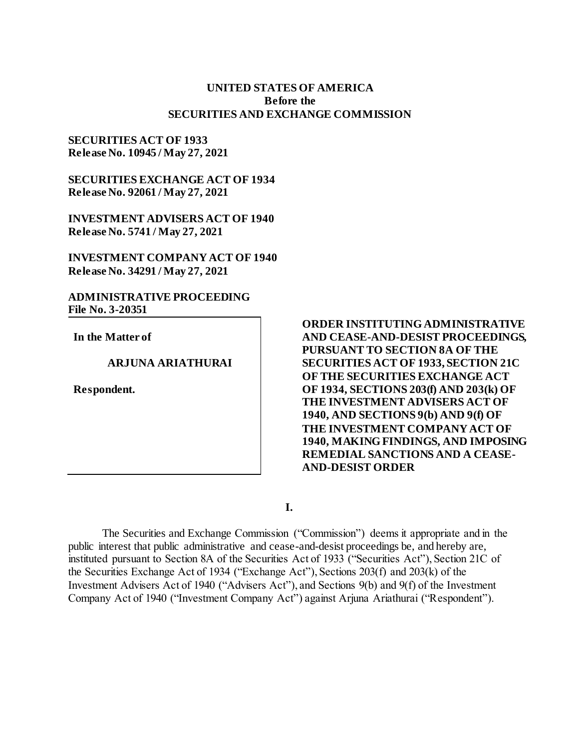**UNITED STATES OF AMERICA**
**Before the**
**SECURITIES AND EXCHANGE COMMISSION**

**SECURITIES ACT OF 1933**
**Release No. 10945 / May 27, 2021**

**SECURITIES EXCHANGE ACT OF 1934**
**Release No. 92061 / May 27, 2021**

**INVESTMENT ADVISERS ACT OF 1940**
**Release No. 5741 / May 27, 2021**

**INVESTMENT COMPANY ACT OF 1940**
**Release No. 34291 / May 27, 2021**

**ADMINISTRATIVE PROCEEDING**
**File No. 3-20351**

**In the Matter of**

**ARJUNA ARIATHURAI**

**Respondent.**

**ORDER INSTITUTING ADMINISTRATIVE AND CEASE-AND-DESIST PROCEEDINGS, PURSUANT TO SECTION 8A OF THE SECURITIES ACT OF 1933, SECTION 21C OF THE SECURITIES EXCHANGE ACT OF 1934, SECTIONS 203(f) AND 203(k) OF THE INVESTMENT ADVISERS ACT OF 1940, AND SECTIONS 9(b) AND 9(f) OF THE INVESTMENT COMPANY ACT OF 1940, MAKING FINDINGS, AND IMPOSING REMEDIAL SANCTIONS AND A CEASE-AND-DESIST ORDER**

**I.**

The Securities and Exchange Commission ("Commission") deems it appropriate and in the public interest that public administrative and cease-and-desist proceedings be, and hereby are, instituted pursuant to Section 8A of the Securities Act of 1933 ("Securities Act"), Section 21C of the Securities Exchange Act of 1934 ("Exchange Act"), Sections 203(f) and 203(k) of the Investment Advisers Act of 1940 ("Advisers Act"), and Sections 9(b) and 9(f) of the Investment Company Act of 1940 ("Investment Company Act") against Arjuna Ariathurai ("Respondent").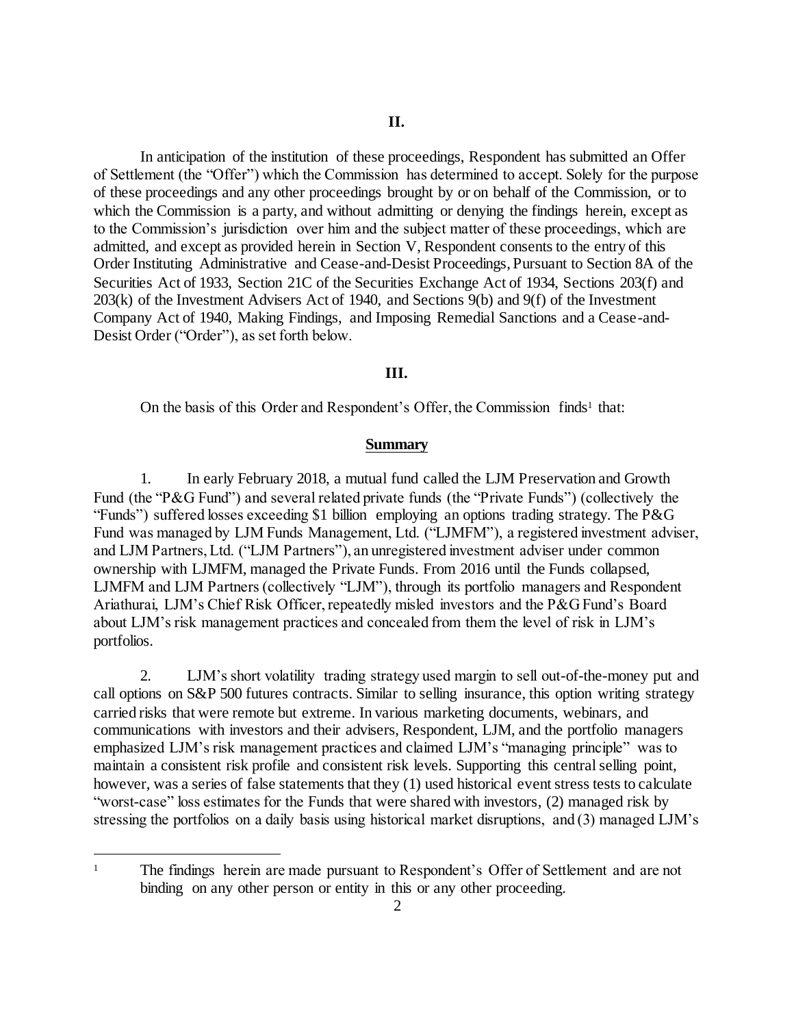## II.

In anticipation of the institution of these proceedings, Respondent has submitted an Offer of Settlement (the "Offer") which the Commission has determined to accept. Solely for the purpose of these proceedings and any other proceedings brought by or on behalf of the Commission, or to which the Commission is a party, and without admitting or denying the findings herein, except as to the Commission's jurisdiction over him and the subject matter of these proceedings, which are admitted, and except as provided herein in Section V, Respondent consents to the entry of this Order Instituting Administrative and Cease-and-Desist Proceedings, Pursuant to Section 8A of the Securities Act of 1933, Section 21C of the Securities Exchange Act of 1934, Sections 203(f) and 203(k) of the Investment Advisers Act of 1940, and Sections 9(b) and 9(f) of the Investment Company Act of 1940, Making Findings, and Imposing Remedial Sanctions and a Cease-and-Desist Order ("Order"), as set forth below.

## III.

On the basis of this Order and Respondent's Offer, the Commission finds[1] that:

### Summary

1. In early February 2018, a mutual fund called the LJM Preservation and Growth Fund (the "P&G Fund") and several related private funds (the "Private Funds") (collectively the "Funds") suffered losses exceeding $1 billion employing an options trading strategy. The P&G Fund was managed by LJM Funds Management, Ltd. ("LJMFM"), a registered investment adviser, and LJM Partners, Ltd. ("LJM Partners"), an unregistered investment adviser under common ownership with LJMFM, managed the Private Funds. From 2016 until the Funds collapsed, LJMFM and LJM Partners (collectively "LJM"), through its portfolio managers and Respondent Ariathurai, LJM's Chief Risk Officer, repeatedly misled investors and the P&G Fund's Board about LJM's risk management practices and concealed from them the level of risk in LJM's portfolios.

2. LJM's short volatility trading strategy used margin to sell out-of-the-money put and call options on S&P 500 futures contracts. Similar to selling insurance, this option writing strategy carried risks that were remote but extreme. In various marketing documents, webinars, and communications with investors and their advisers, Respondent, LJM, and the portfolio managers emphasized LJM's risk management practices and claimed LJM's "managing principle" was to maintain a consistent risk profile and consistent risk levels. Supporting this central selling point, however, was a series of false statements that they (1) used historical event stress tests to calculate "worst-case" loss estimates for the Funds that were shared with investors, (2) managed risk by stressing the portfolios on a daily basis using historical market disruptions, and (3) managed LJM's

[1] The findings herein are made pursuant to Respondent's Offer of Settlement and are not binding on any other person or entity in this or any other proceeding.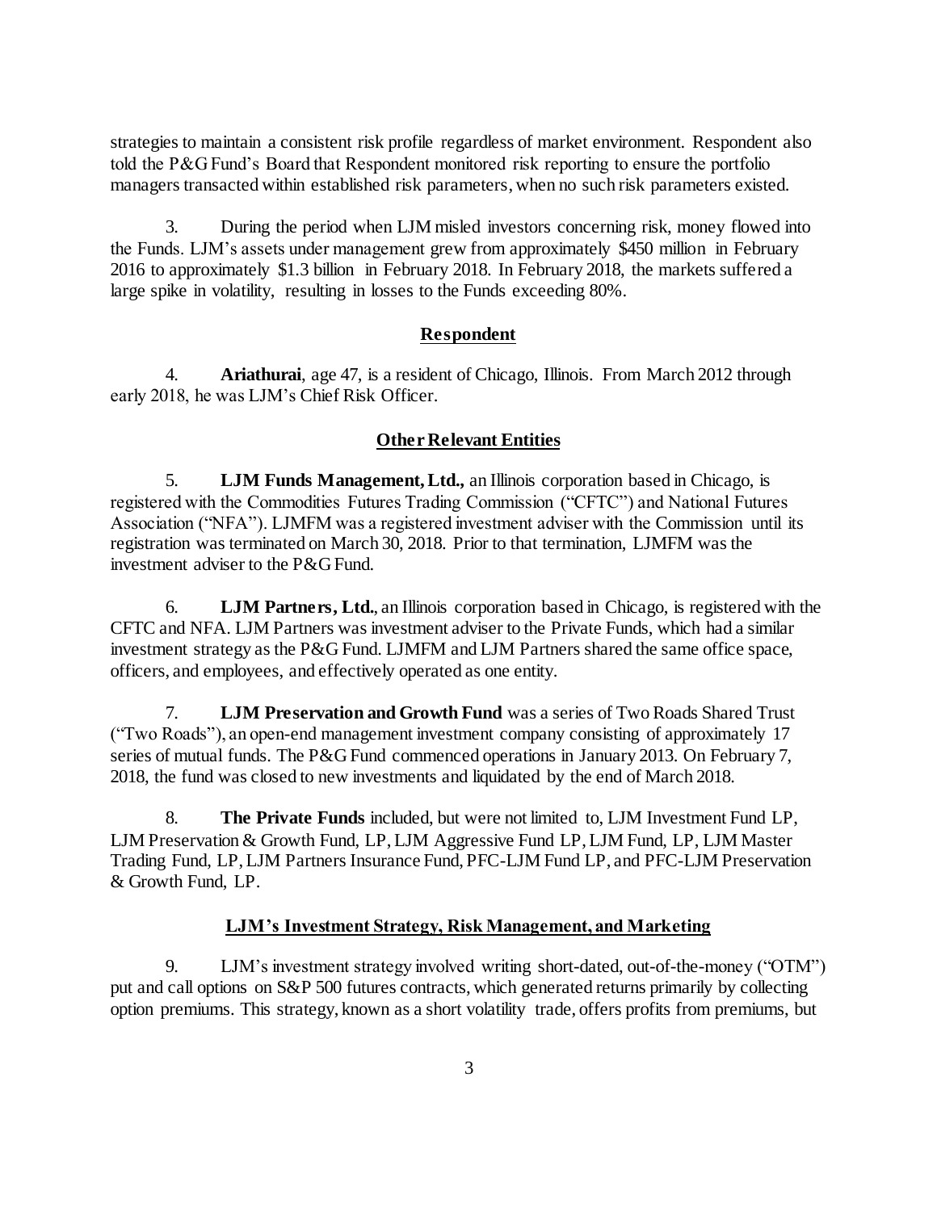strategies to maintain a consistent risk profile regardless of market environment. Respondent also told the P&G Fund's Board that Respondent monitored risk reporting to ensure the portfolio managers transacted within established risk parameters, when no such risk parameters existed.

3. During the period when LJM misled investors concerning risk, money flowed into the Funds. LJM's assets under management grew from approximately $450 million in February 2016 to approximately $1.3 billion in February 2018. In February 2018, the markets suffered a large spike in volatility, resulting in losses to the Funds exceeding 80%.

## Respondent

4. **Ariathurai**, age 47, is a resident of Chicago, Illinois. From March 2012 through early 2018, he was LJM's Chief Risk Officer.

## Other Relevant Entities

5. **LJM Funds Management, Ltd.,** an Illinois corporation based in Chicago, is registered with the Commodities Futures Trading Commission ("CFTC") and National Futures Association ("NFA"). LJMFM was a registered investment adviser with the Commission until its registration was terminated on March 30, 2018. Prior to that termination, LJMFM was the investment adviser to the P&G Fund.

6. **LJM Partners, Ltd.**, an Illinois corporation based in Chicago, is registered with the CFTC and NFA. LJM Partners was investment adviser to the Private Funds, which had a similar investment strategy as the P&G Fund. LJMFM and LJM Partners shared the same office space, officers, and employees, and effectively operated as one entity.

7. **LJM Preservation and Growth Fund** was a series of Two Roads Shared Trust ("Two Roads"), an open-end management investment company consisting of approximately 17 series of mutual funds. The P&G Fund commenced operations in January 2013. On February 7, 2018, the fund was closed to new investments and liquidated by the end of March 2018.

8. **The Private Funds** included, but were not limited to, LJM Investment Fund LP, LJM Preservation & Growth Fund, LP, LJM Aggressive Fund LP, LJM Fund, LP, LJM Master Trading Fund, LP, LJM Partners Insurance Fund, PFC-LJM Fund LP, and PFC-LJM Preservation & Growth Fund, LP.

## LJM's Investment Strategy, Risk Management, and Marketing

9. LJM's investment strategy involved writing short-dated, out-of-the-money ("OTM") put and call options on S&P 500 futures contracts, which generated returns primarily by collecting option premiums. This strategy, known as a short volatility trade, offers profits from premiums, but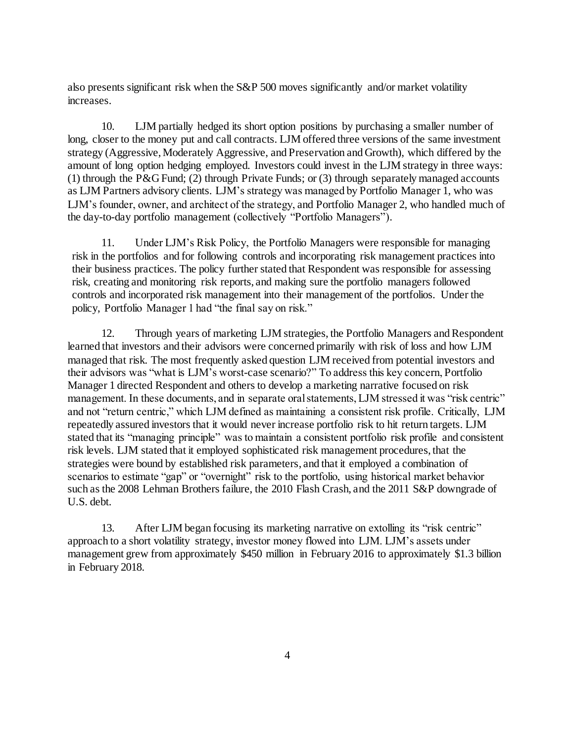also presents significant risk when the S&P 500 moves significantly and/or market volatility increases.

10. LJM partially hedged its short option positions by purchasing a smaller number of long, closer to the money put and call contracts. LJM offered three versions of the same investment strategy (Aggressive, Moderately Aggressive, and Preservation and Growth), which differed by the amount of long option hedging employed. Investors could invest in the LJM strategy in three ways: (1) through the P&G Fund; (2) through Private Funds; or (3) through separately managed accounts as LJM Partners advisory clients. LJM's strategy was managed by Portfolio Manager 1, who was LJM's founder, owner, and architect of the strategy, and Portfolio Manager 2, who handled much of the day-to-day portfolio management (collectively "Portfolio Managers").

11. Under LJM's Risk Policy, the Portfolio Managers were responsible for managing risk in the portfolios and for following controls and incorporating risk management practices into their business practices. The policy further stated that Respondent was responsible for assessing risk, creating and monitoring risk reports, and making sure the portfolio managers followed controls and incorporated risk management into their management of the portfolios. Under the policy, Portfolio Manager 1 had "the final say on risk."

12. Through years of marketing LJM strategies, the Portfolio Managers and Respondent learned that investors and their advisors were concerned primarily with risk of loss and how LJM managed that risk. The most frequently asked question LJM received from potential investors and their advisors was "what is LJM's worst-case scenario?" To address this key concern, Portfolio Manager 1 directed Respondent and others to develop a marketing narrative focused on risk management. In these documents, and in separate oral statements, LJM stressed it was "risk centric" and not "return centric," which LJM defined as maintaining a consistent risk profile. Critically, LJM repeatedly assured investors that it would never increase portfolio risk to hit return targets. LJM stated that its "managing principle" was to maintain a consistent portfolio risk profile and consistent risk levels. LJM stated that it employed sophisticated risk management procedures, that the strategies were bound by established risk parameters, and that it employed a combination of scenarios to estimate "gap" or "overnight" risk to the portfolio, using historical market behavior such as the 2008 Lehman Brothers failure, the 2010 Flash Crash, and the 2011 S&P downgrade of U.S. debt.

13. After LJM began focusing its marketing narrative on extolling its "risk centric" approach to a short volatility strategy, investor money flowed into LJM. LJM's assets under management grew from approximately $450 million in February 2016 to approximately $1.3 billion in February 2018.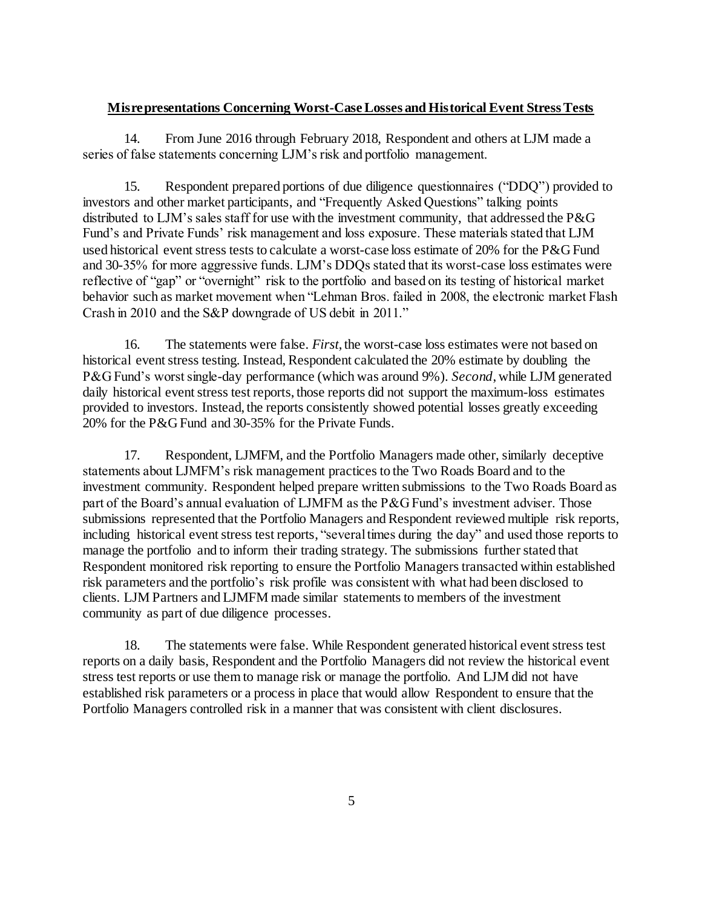**Misrepresentations Concerning Worst-Case Losses and Historical Event Stress Tests**

14. From June 2016 through February 2018, Respondent and others at LJM made a series of false statements concerning LJM's risk and portfolio management.

15. Respondent prepared portions of due diligence questionnaires ("DDQ") provided to investors and other market participants, and "Frequently Asked Questions" talking points distributed to LJM's sales staff for use with the investment community, that addressed the P&G Fund's and Private Funds' risk management and loss exposure. These materials stated that LJM used historical event stress tests to calculate a worst-case loss estimate of 20% for the P&G Fund and 30-35% for more aggressive funds. LJM's DDQs stated that its worst-case loss estimates were reflective of "gap" or "overnight" risk to the portfolio and based on its testing of historical market behavior such as market movement when "Lehman Bros. failed in 2008, the electronic market Flash Crash in 2010 and the S&P downgrade of US debit in 2011."

16. The statements were false. *First*, the worst-case loss estimates were not based on historical event stress testing. Instead, Respondent calculated the 20% estimate by doubling the P&G Fund's worst single-day performance (which was around 9%). *Second*, while LJM generated daily historical event stress test reports, those reports did not support the maximum-loss estimates provided to investors. Instead, the reports consistently showed potential losses greatly exceeding 20% for the P&G Fund and 30-35% for the Private Funds.

17. Respondent, LJMFM, and the Portfolio Managers made other, similarly deceptive statements about LJMFM's risk management practices to the Two Roads Board and to the investment community. Respondent helped prepare written submissions to the Two Roads Board as part of the Board's annual evaluation of LJMFM as the P&G Fund's investment adviser. Those submissions represented that the Portfolio Managers and Respondent reviewed multiple risk reports, including historical event stress test reports, "several times during the day" and used those reports to manage the portfolio and to inform their trading strategy. The submissions further stated that Respondent monitored risk reporting to ensure the Portfolio Managers transacted within established risk parameters and the portfolio's risk profile was consistent with what had been disclosed to clients. LJM Partners and LJMFM made similar statements to members of the investment community as part of due diligence processes.

18. The statements were false. While Respondent generated historical event stress test reports on a daily basis, Respondent and the Portfolio Managers did not review the historical event stress test reports or use them to manage risk or manage the portfolio. And LJM did not have established risk parameters or a process in place that would allow Respondent to ensure that the Portfolio Managers controlled risk in a manner that was consistent with client disclosures.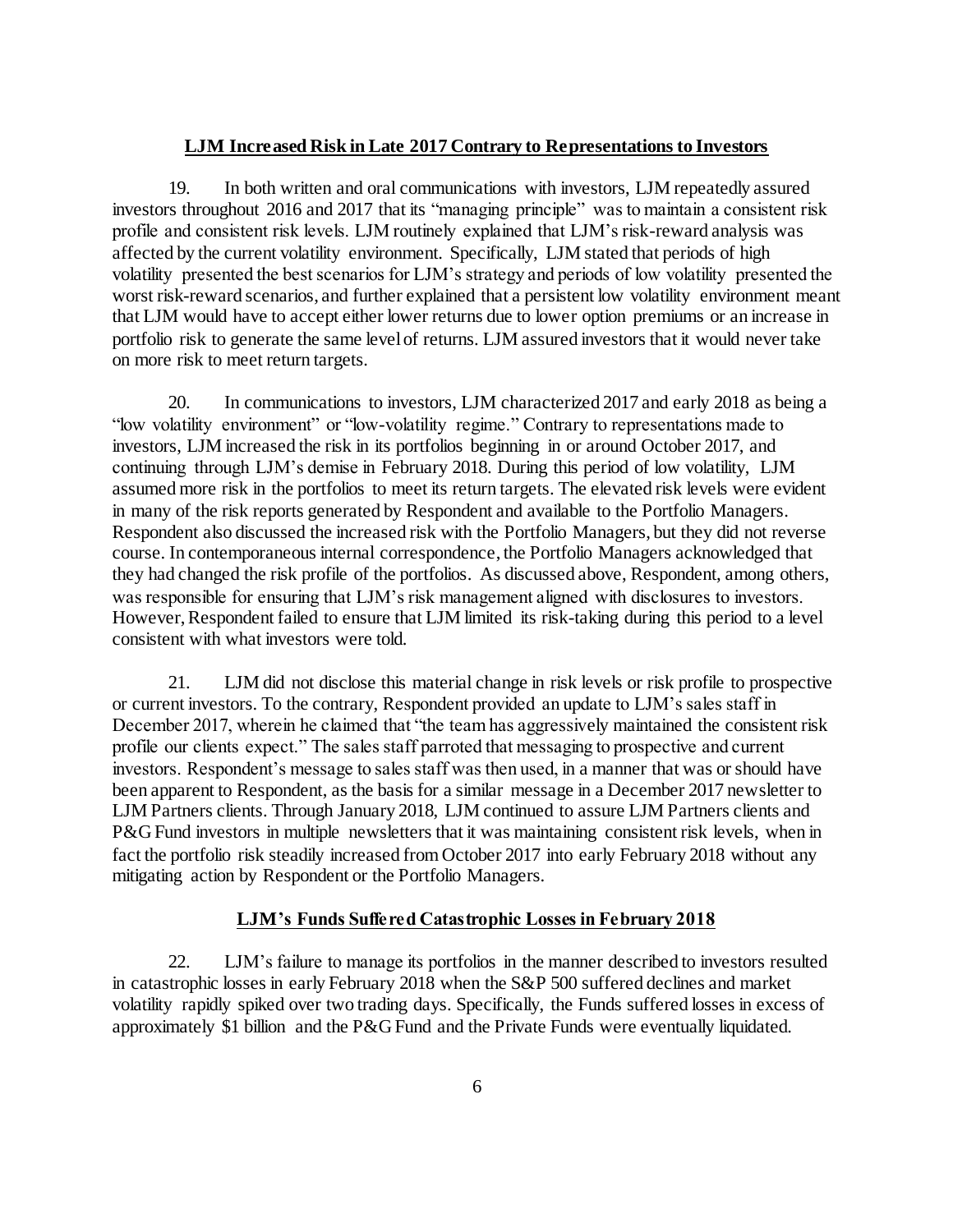**LJM Increased Risk in Late 2017 Contrary to Representations to Investors**

19. In both written and oral communications with investors, LJM repeatedly assured investors throughout 2016 and 2017 that its "managing principle" was to maintain a consistent risk profile and consistent risk levels. LJM routinely explained that LJM's risk-reward analysis was affected by the current volatility environment. Specifically, LJM stated that periods of high volatility presented the best scenarios for LJM's strategy and periods of low volatility presented the worst risk-reward scenarios, and further explained that a persistent low volatility environment meant that LJM would have to accept either lower returns due to lower option premiums or an increase in portfolio risk to generate the same level of returns. LJM assured investors that it would never take on more risk to meet return targets.

20. In communications to investors, LJM characterized 2017 and early 2018 as being a "low volatility environment" or "low-volatility regime." Contrary to representations made to investors, LJM increased the risk in its portfolios beginning in or around October 2017, and continuing through LJM's demise in February 2018. During this period of low volatility, LJM assumed more risk in the portfolios to meet its return targets. The elevated risk levels were evident in many of the risk reports generated by Respondent and available to the Portfolio Managers. Respondent also discussed the increased risk with the Portfolio Managers, but they did not reverse course. In contemporaneous internal correspondence, the Portfolio Managers acknowledged that they had changed the risk profile of the portfolios. As discussed above, Respondent, among others, was responsible for ensuring that LJM's risk management aligned with disclosures to investors. However, Respondent failed to ensure that LJM limited its risk-taking during this period to a level consistent with what investors were told.

21. LJM did not disclose this material change in risk levels or risk profile to prospective or current investors. To the contrary, Respondent provided an update to LJM's sales staff in December 2017, wherein he claimed that "the team has aggressively maintained the consistent risk profile our clients expect." The sales staff parroted that messaging to prospective and current investors. Respondent's message to sales staff was then used, in a manner that was or should have been apparent to Respondent, as the basis for a similar message in a December 2017 newsletter to LJM Partners clients. Through January 2018, LJM continued to assure LJM Partners clients and P&G Fund investors in multiple newsletters that it was maintaining consistent risk levels, when in fact the portfolio risk steadily increased from October 2017 into early February 2018 without any mitigating action by Respondent or the Portfolio Managers.

**LJM's Funds Suffered Catastrophic Losses in February 2018**

22. LJM's failure to manage its portfolios in the manner described to investors resulted in catastrophic losses in early February 2018 when the S&P 500 suffered declines and market volatility rapidly spiked over two trading days. Specifically, the Funds suffered losses in excess of approximately $1 billion and the P&G Fund and the Private Funds were eventually liquidated.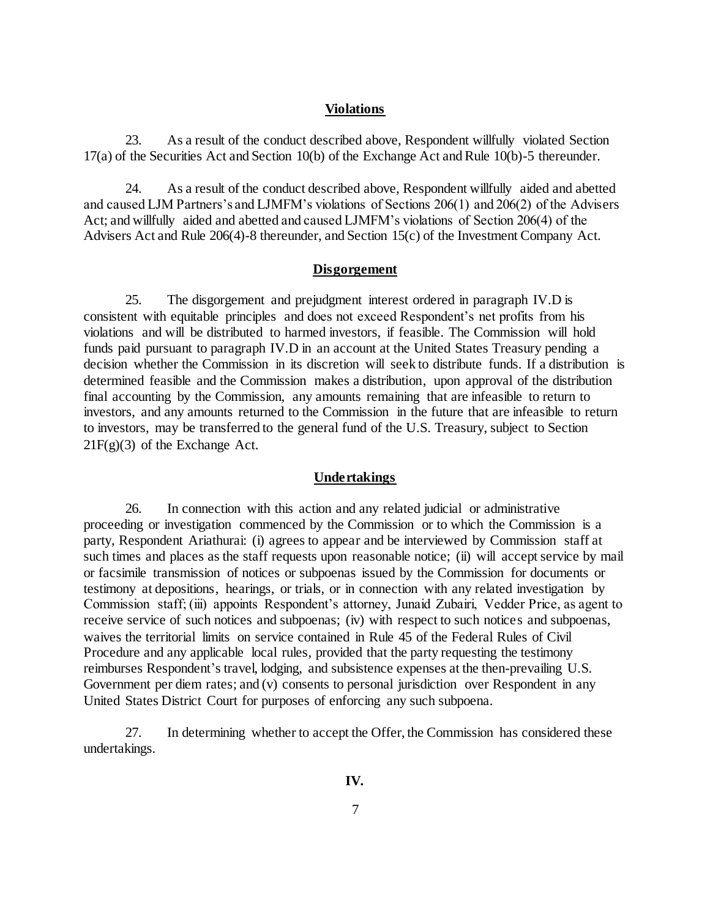## Violations

23. As a result of the conduct described above, Respondent willfully violated Section 17(a) of the Securities Act and Section 10(b) of the Exchange Act and Rule 10(b)-5 thereunder.

24. As a result of the conduct described above, Respondent willfully aided and abetted and caused LJM Partners's and LJMFM's violations of Sections 206(1) and 206(2) of the Advisers Act; and willfully aided and abetted and caused LJMFM's violations of Section 206(4) of the Advisers Act and Rule 206(4)-8 thereunder, and Section 15(c) of the Investment Company Act.

## Disgorgement

25. The disgorgement and prejudgment interest ordered in paragraph IV.D is consistent with equitable principles and does not exceed Respondent's net profits from his violations and will be distributed to harmed investors, if feasible. The Commission will hold funds paid pursuant to paragraph IV.D in an account at the United States Treasury pending a decision whether the Commission in its discretion will seek to distribute funds. If a distribution is determined feasible and the Commission makes a distribution, upon approval of the distribution final accounting by the Commission, any amounts remaining that are infeasible to return to investors, and any amounts returned to the Commission in the future that are infeasible to return to investors, may be transferred to the general fund of the U.S. Treasury, subject to Section 21F(g)(3) of the Exchange Act.

## Undertakings

26. In connection with this action and any related judicial or administrative proceeding or investigation commenced by the Commission or to which the Commission is a party, Respondent Ariathurai: (i) agrees to appear and be interviewed by Commission staff at such times and places as the staff requests upon reasonable notice; (ii) will accept service by mail or facsimile transmission of notices or subpoenas issued by the Commission for documents or testimony at depositions, hearings, or trials, or in connection with any related investigation by Commission staff; (iii) appoints Respondent's attorney, Junaid Zubairi, Vedder Price, as agent to receive service of such notices and subpoenas; (iv) with respect to such notices and subpoenas, waives the territorial limits on service contained in Rule 45 of the Federal Rules of Civil Procedure and any applicable local rules, provided that the party requesting the testimony reimburses Respondent's travel, lodging, and subsistence expenses at the then-prevailing U.S. Government per diem rates; and (v) consents to personal jurisdiction over Respondent in any United States District Court for purposes of enforcing any such subpoena.

27. In determining whether to accept the Offer, the Commission has considered these undertakings.

## IV.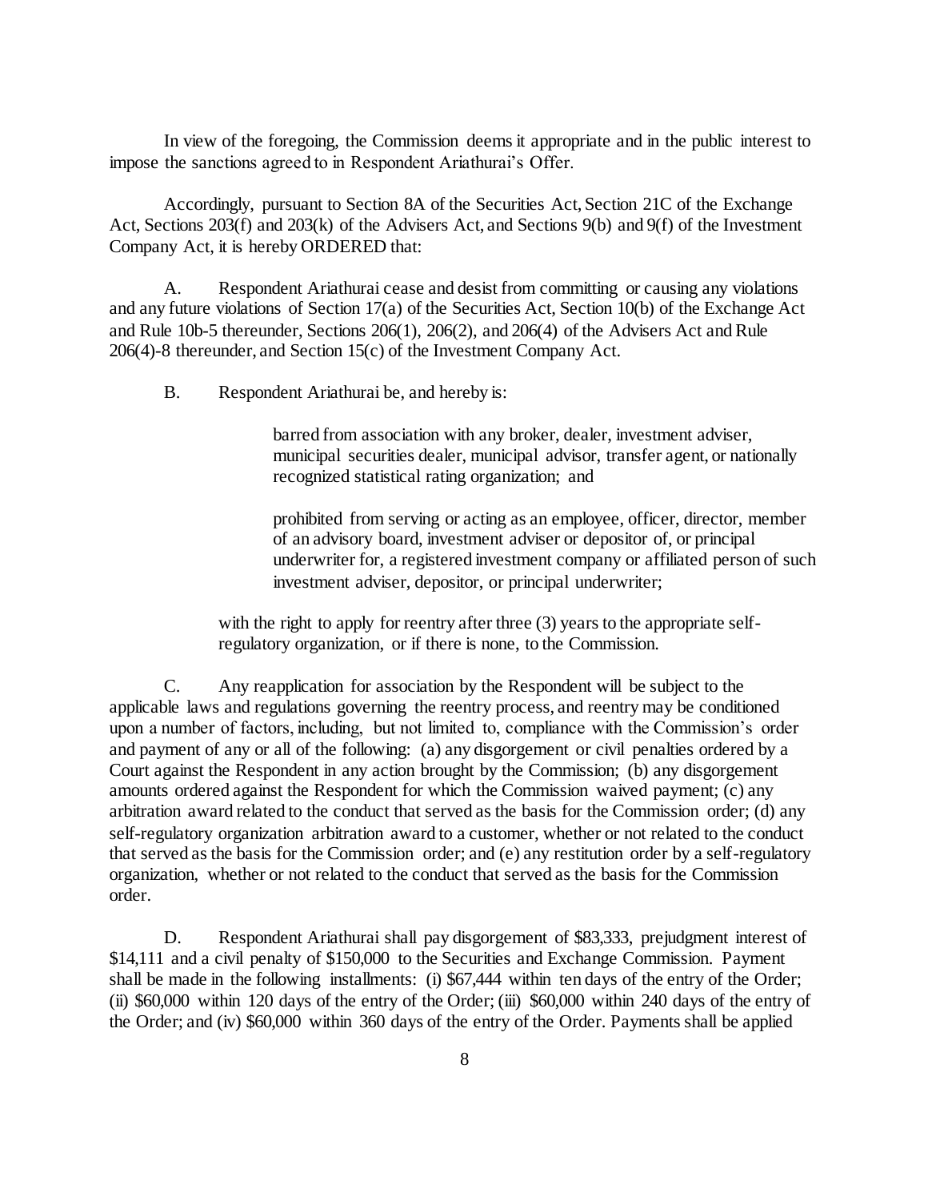In view of the foregoing, the Commission deems it appropriate and in the public interest to impose the sanctions agreed to in Respondent Ariathurai's Offer.

Accordingly, pursuant to Section 8A of the Securities Act, Section 21C of the Exchange Act, Sections 203(f) and 203(k) of the Advisers Act, and Sections 9(b) and 9(f) of the Investment Company Act, it is hereby ORDERED that:

A. Respondent Ariathurai cease and desist from committing or causing any violations and any future violations of Section 17(a) of the Securities Act, Section 10(b) of the Exchange Act and Rule 10b-5 thereunder, Sections 206(1), 206(2), and 206(4) of the Advisers Act and Rule 206(4)-8 thereunder, and Section 15(c) of the Investment Company Act.

B. Respondent Ariathurai be, and hereby is:

> barred from association with any broker, dealer, investment adviser, municipal securities dealer, municipal advisor, transfer agent, or nationally recognized statistical rating organization; and
>
> prohibited from serving or acting as an employee, officer, director, member of an advisory board, investment adviser or depositor of, or principal underwriter for, a registered investment company or affiliated person of such investment adviser, depositor, or principal underwriter;

with the right to apply for reentry after three (3) years to the appropriate self-regulatory organization, or if there is none, to the Commission.

C. Any reapplication for association by the Respondent will be subject to the applicable laws and regulations governing the reentry process, and reentry may be conditioned upon a number of factors, including, but not limited to, compliance with the Commission's order and payment of any or all of the following: (a) any disgorgement or civil penalties ordered by a Court against the Respondent in any action brought by the Commission; (b) any disgorgement amounts ordered against the Respondent for which the Commission waived payment; (c) any arbitration award related to the conduct that served as the basis for the Commission order; (d) any self-regulatory organization arbitration award to a customer, whether or not related to the conduct that served as the basis for the Commission order; and (e) any restitution order by a self-regulatory organization, whether or not related to the conduct that served as the basis for the Commission order.

D. Respondent Ariathurai shall pay disgorgement of $83,333, prejudgment interest of $14,111 and a civil penalty of $150,000 to the Securities and Exchange Commission. Payment shall be made in the following installments: (i) $67,444 within ten days of the entry of the Order; (ii) $60,000 within 120 days of the entry of the Order; (iii) $60,000 within 240 days of the entry of the Order; and (iv) $60,000 within 360 days of the entry of the Order. Payments shall be applied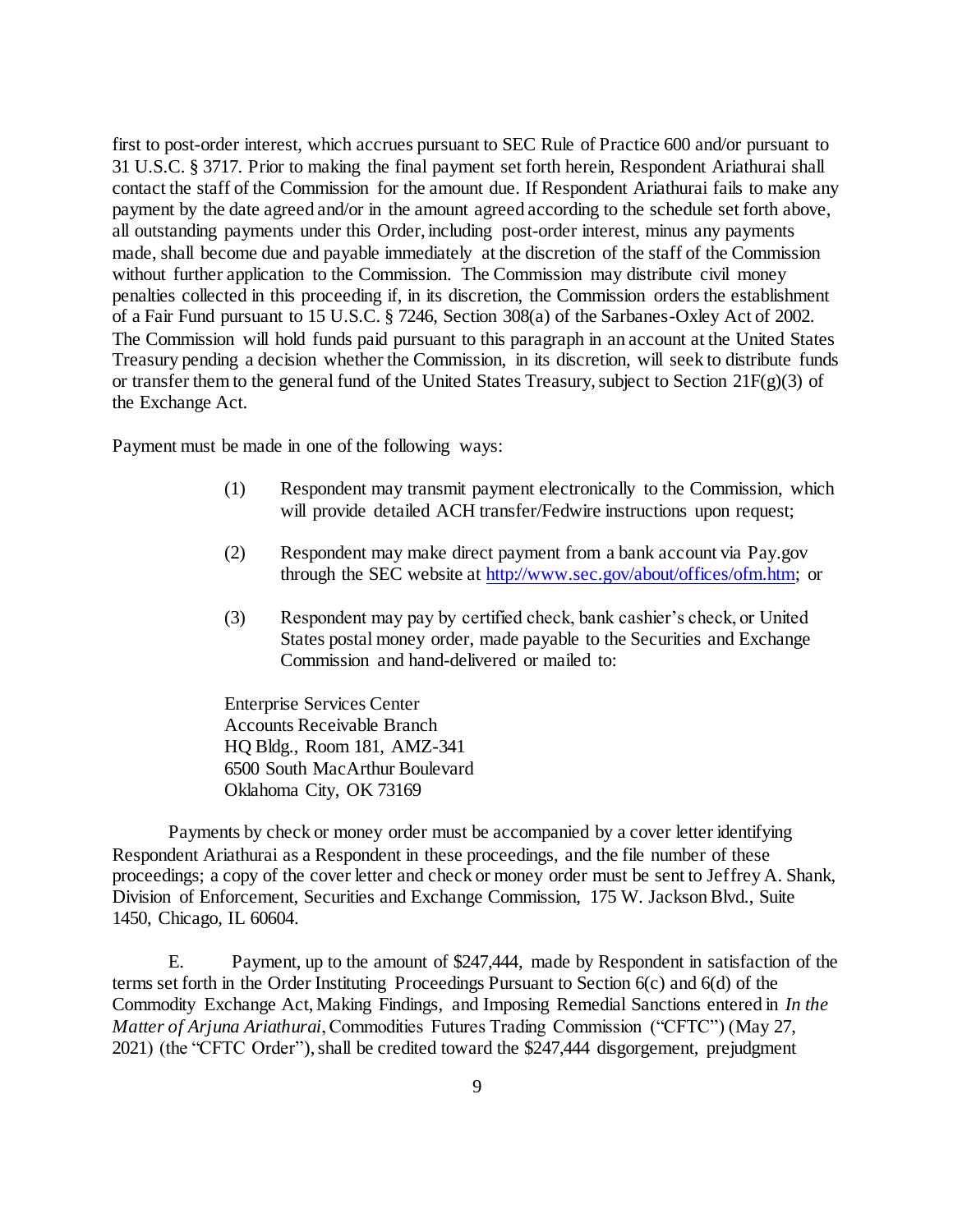first to post-order interest, which accrues pursuant to SEC Rule of Practice 600 and/or pursuant to 31 U.S.C. § 3717. Prior to making the final payment set forth herein, Respondent Ariathurai shall contact the staff of the Commission for the amount due. If Respondent Ariathurai fails to make any payment by the date agreed and/or in the amount agreed according to the schedule set forth above, all outstanding payments under this Order, including post-order interest, minus any payments made, shall become due and payable immediately at the discretion of the staff of the Commission without further application to the Commission. The Commission may distribute civil money penalties collected in this proceeding if, in its discretion, the Commission orders the establishment of a Fair Fund pursuant to 15 U.S.C. § 7246, Section 308(a) of the Sarbanes-Oxley Act of 2002. The Commission will hold funds paid pursuant to this paragraph in an account at the United States Treasury pending a decision whether the Commission, in its discretion, will seek to distribute funds or transfer them to the general fund of the United States Treasury, subject to Section 21F(g)(3) of the Exchange Act.

Payment must be made in one of the following ways:

(1) Respondent may transmit payment electronically to the Commission, which will provide detailed ACH transfer/Fedwire instructions upon request;

(2) Respondent may make direct payment from a bank account via Pay.gov through the SEC website at http://www.sec.gov/about/offices/ofm.htm; or

(3) Respondent may pay by certified check, bank cashier's check, or United States postal money order, made payable to the Securities and Exchange Commission and hand-delivered or mailed to:

Enterprise Services Center
Accounts Receivable Branch
HQ Bldg., Room 181, AMZ-341
6500 South MacArthur Boulevard
Oklahoma City, OK 73169

Payments by check or money order must be accompanied by a cover letter identifying Respondent Ariathurai as a Respondent in these proceedings, and the file number of these proceedings; a copy of the cover letter and check or money order must be sent to Jeffrey A. Shank, Division of Enforcement, Securities and Exchange Commission, 175 W. Jackson Blvd., Suite 1450, Chicago, IL 60604.

E. Payment, up to the amount of $247,444, made by Respondent in satisfaction of the terms set forth in the Order Instituting Proceedings Pursuant to Section 6(c) and 6(d) of the Commodity Exchange Act, Making Findings, and Imposing Remedial Sanctions entered in *In the Matter of Arjuna Ariathurai*, Commodities Futures Trading Commission ("CFTC") (May 27, 2021) (the "CFTC Order"), shall be credited toward the $247,444 disgorgement, prejudgment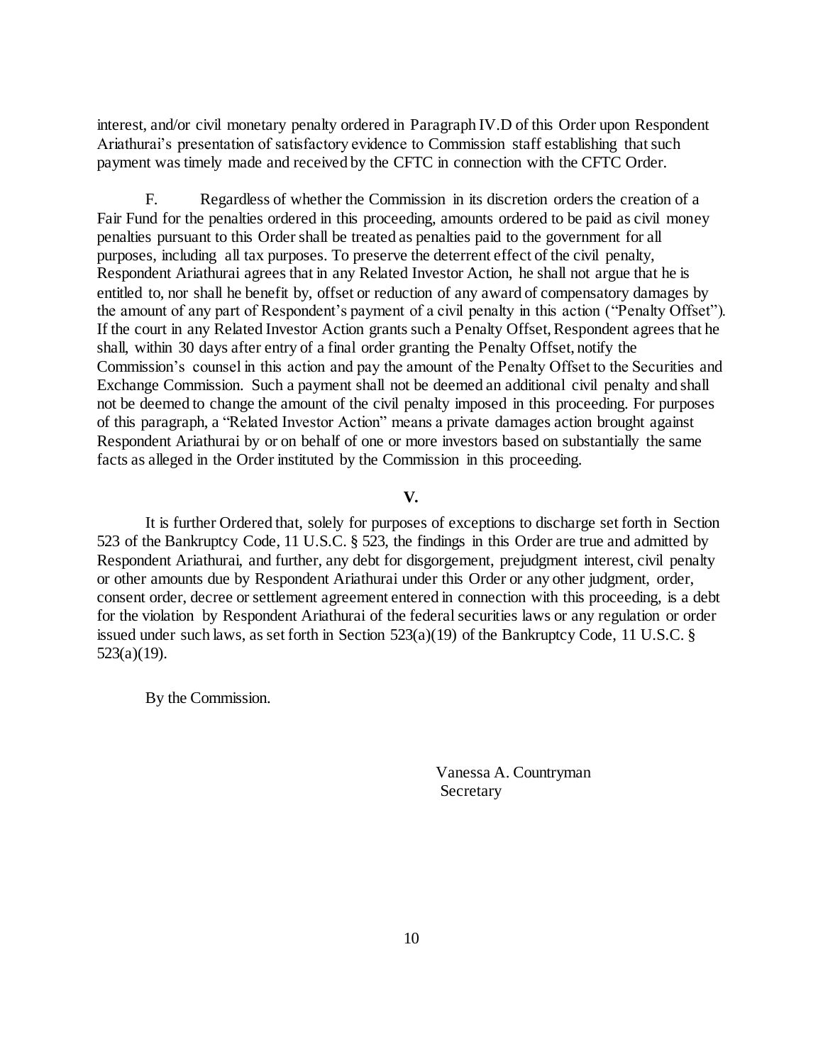interest, and/or civil monetary penalty ordered in Paragraph IV.D of this Order upon Respondent Ariathurai's presentation of satisfactory evidence to Commission staff establishing that such payment was timely made and received by the CFTC in connection with the CFTC Order.

F. Regardless of whether the Commission in its discretion orders the creation of a Fair Fund for the penalties ordered in this proceeding, amounts ordered to be paid as civil money penalties pursuant to this Order shall be treated as penalties paid to the government for all purposes, including all tax purposes. To preserve the deterrent effect of the civil penalty, Respondent Ariathurai agrees that in any Related Investor Action, he shall not argue that he is entitled to, nor shall he benefit by, offset or reduction of any award of compensatory damages by the amount of any part of Respondent's payment of a civil penalty in this action ("Penalty Offset"). If the court in any Related Investor Action grants such a Penalty Offset, Respondent agrees that he shall, within 30 days after entry of a final order granting the Penalty Offset, notify the Commission's counsel in this action and pay the amount of the Penalty Offset to the Securities and Exchange Commission. Such a payment shall not be deemed an additional civil penalty and shall not be deemed to change the amount of the civil penalty imposed in this proceeding. For purposes of this paragraph, a "Related Investor Action" means a private damages action brought against Respondent Ariathurai by or on behalf of one or more investors based on substantially the same facts as alleged in the Order instituted by the Commission in this proceeding.

## V.

It is further Ordered that, solely for purposes of exceptions to discharge set forth in Section 523 of the Bankruptcy Code, 11 U.S.C. § 523, the findings in this Order are true and admitted by Respondent Ariathurai, and further, any debt for disgorgement, prejudgment interest, civil penalty or other amounts due by Respondent Ariathurai under this Order or any other judgment, order, consent order, decree or settlement agreement entered in connection with this proceeding, is a debt for the violation by Respondent Ariathurai of the federal securities laws or any regulation or order issued under such laws, as set forth in Section 523(a)(19) of the Bankruptcy Code, 11 U.S.C. § 523(a)(19).

By the Commission.

Vanessa A. Countryman
Secretary